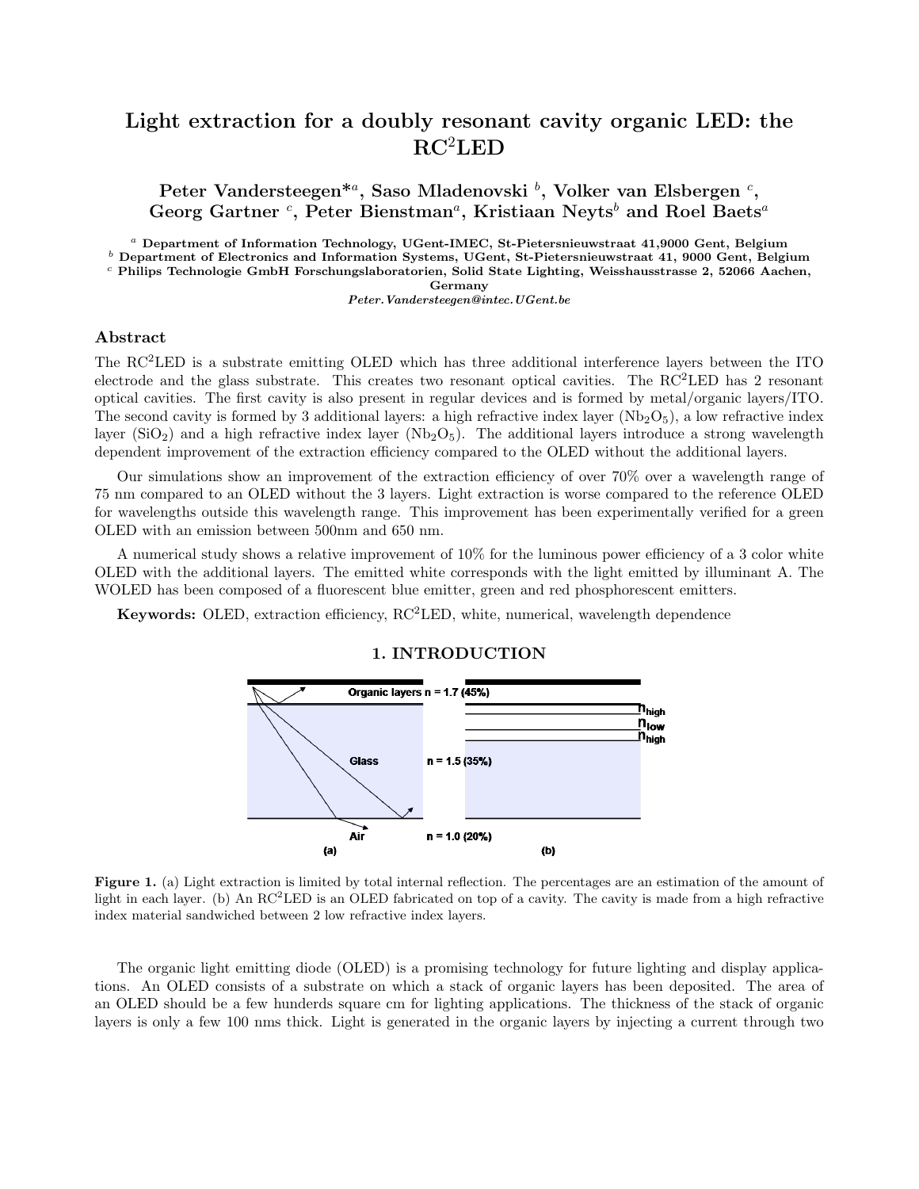# Light extraction for a doubly resonant cavity organic LED: the RC$^2$LED

**Peter Vandersteegen\*[a], Saso Mladenovski [b], Volker van Elsbergen [c], Georg Gartner [c], Peter Bienstman[a], Kristiaan Neyts[b] and Roel Baets[a]**

[a] **Department of Information Technology, UGent-IMEC, St-Pietersnieuwstraat 41,9000 Gent, Belgium**
[b] **Department of Electronics and Information Systems, UGent, St-Pietersnieuwstraat 41, 9000 Gent, Belgium**
[c] **Philips Technologie GmbH Forschungslaboratorien, Solid State Lighting, Weisshausstrasse 2, 52066 Aachen, Germany**

*Peter.Vandersteegen@intec.UGent.be*

## Abstract

The RC$^2$LED is a substrate emitting OLED which has three additional interference layers between the ITO electrode and the glass substrate. This creates two resonant optical cavities. The RC$^2$LED has 2 resonant optical cavities. The first cavity is also present in regular devices and is formed by metal/organic layers/ITO. The second cavity is formed by 3 additional layers: a high refractive index layer ($Nb_2O_5$), a low refractive index layer ($SiO_2$) and a high refractive index layer ($Nb_2O_5$). The additional layers introduce a strong wavelength dependent improvement of the extraction efficiency compared to the OLED without the additional layers.

Our simulations show an improvement of the extraction efficiency of over 70% over a wavelength range of 75 nm compared to an OLED without the 3 layers. Light extraction is worse compared to the reference OLED for wavelengths outside this wavelength range. This improvement has been experimentally verified for a green OLED with an emission between 500nm and 650 nm.

A numerical study shows a relative improvement of 10% for the luminous power efficiency of a 3 color white OLED with the additional layers. The emitted white corresponds with the light emitted by illuminant A. The WOLED has been composed of a fluorescent blue emitter, green and red phosphorescent emitters.

**Keywords:** OLED, extraction efficiency, RC$^2$LED, white, numerical, wavelength dependence

## 1. INTRODUCTION

**Figure 1.** (a) Light extraction is limited by total internal reflection. The percentages are an estimation of the amount of light in each layer. (b) An RC$^2$LED is an OLED fabricated on top of a cavity. The cavity is made from a high refractive index material sandwiched between 2 low refractive index layers.

The organic light emitting diode (OLED) is a promising technology for future lighting and display applications. An OLED consists of a substrate on which a stack of organic layers has been deposited. The area of an OLED should be a few hunderds square cm for lighting applications. The thickness of the stack of organic layers is only a few 100 nms thick. Light is generated in the organic layers by injecting a current through two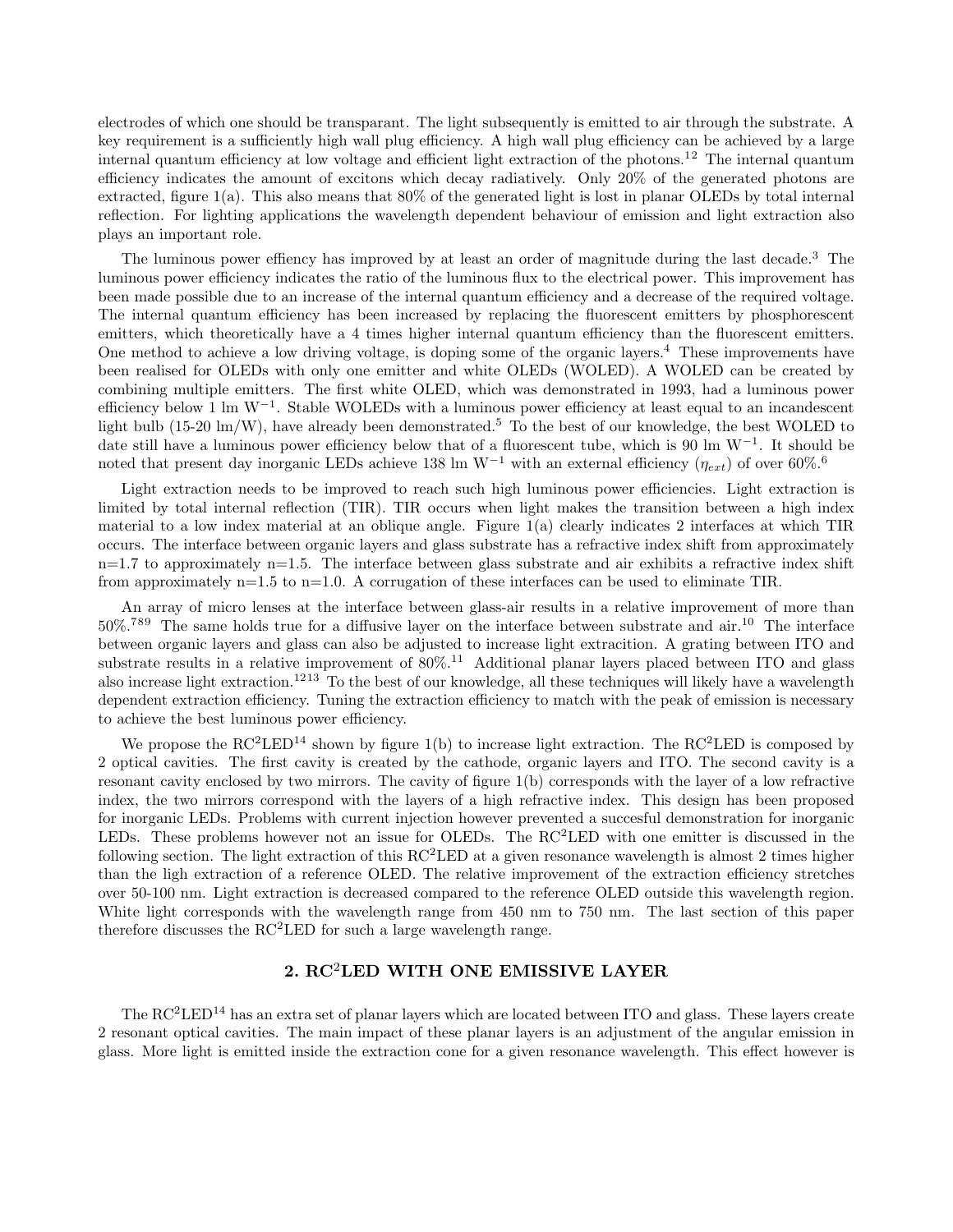electrodes of which one should be transparant. The light subsequently is emitted to air through the substrate. A key requirement is a sufficiently high wall plug efficiency. A high wall plug efficiency can be achieved by a large internal quantum efficiency at low voltage and efficient light extraction of the photons.[12] The internal quantum efficiency indicates the amount of excitons which decay radiatively. Only 20% of the generated photons are extracted, figure 1(a). This also means that 80% of the generated light is lost in planar OLEDs by total internal reflection. For lighting applications the wavelength dependent behaviour of emission and light extraction also plays an important role.

The luminous power effiency has improved by at least an order of magnitude during the last decade.[3] The luminous power efficiency indicates the ratio of the luminous flux to the electrical power. This improvement has been made possible due to an increase of the internal quantum efficiency and a decrease of the required voltage. The internal quantum efficiency has been increased by replacing the fluorescent emitters by phosphorescent emitters, which theoretically have a 4 times higher internal quantum efficiency than the fluorescent emitters. One method to achieve a low driving voltage, is doping some of the organic layers.[4] These improvements have been realised for OLEDs with only one emitter and white OLEDs (WOLED). A WOLED can be created by combining multiple emitters. The first white OLED, which was demonstrated in 1993, had a luminous power efficiency below 1 lm $W^{-1}$. Stable WOLEDs with a luminous power efficiency at least equal to an incandescent light bulb (15-20 lm/W), have already been demonstrated.[5] To the best of our knowledge, the best WOLED to date still have a luminous power efficiency below that of a fluorescent tube, which is 90 lm $W^{-1}$. It should be noted that present day inorganic LEDs achieve 138 lm $W^{-1}$ with an external efficiency ($\eta_{ext}$) of over 60%.[6]

Light extraction needs to be improved to reach such high luminous power efficiencies. Light extraction is limited by total internal reflection (TIR). TIR occurs when light makes the transition between a high index material to a low index material at an oblique angle. Figure 1(a) clearly indicates 2 interfaces at which TIR occurs. The interface between organic layers and glass substrate has a refractive index shift from approximately n=1.7 to approximately n=1.5. The interface between glass substrate and air exhibits a refractive index shift from approximately n=1.5 to n=1.0. A corrugation of these interfaces can be used to eliminate TIR.

An array of micro lenses at the interface between glass-air results in a relative improvement of more than 50%.[7,8,9] The same holds true for a diffusive layer on the interface between substrate and air.[10] The interface between organic layers and glass can also be adjusted to increase light extracition. A grating between ITO and substrate results in a relative improvement of 80%.[11] Additional planar layers placed between ITO and glass also increase light extraction.[12,13] To the best of our knowledge, all these techniques will likely have a wavelength dependent extraction efficiency. Tuning the extraction efficiency to match with the peak of emission is necessary to achieve the best luminous power efficiency.

We propose the RC$^2$LED[14] shown by figure 1(b) to increase light extraction. The RC$^2$LED is composed by 2 optical cavities. The first cavity is created by the cathode, organic layers and ITO. The second cavity is a resonant cavity enclosed by two mirrors. The cavity of figure 1(b) corresponds with the layer of a low refractive index, the two mirrors correspond with the layers of a high refractive index. This design has been proposed for inorganic LEDs. Problems with current injection however prevented a succesful demonstration for inorganic LEDs. These problems however not an issue for OLEDs. The RC$^2$LED with one emitter is discussed in the following section. The light extraction of this RC$^2$LED at a given resonance wavelength is almost 2 times higher than the ligh extraction of a reference OLED. The relative improvement of the extraction efficiency stretches over 50-100 nm. Light extraction is decreased compared to the reference OLED outside this wavelength region. White light corresponds with the wavelength range from 450 nm to 750 nm. The last section of this paper therefore discusses the RC$^2$LED for such a large wavelength range.

## 2. RC$^2$LED WITH ONE EMISSIVE LAYER

The RC$^2$LED[14] has an extra set of planar layers which are located between ITO and glass. These layers create 2 resonant optical cavities. The main impact of these planar layers is an adjustment of the angular emission in glass. More light is emitted inside the extraction cone for a given resonance wavelength. This effect however is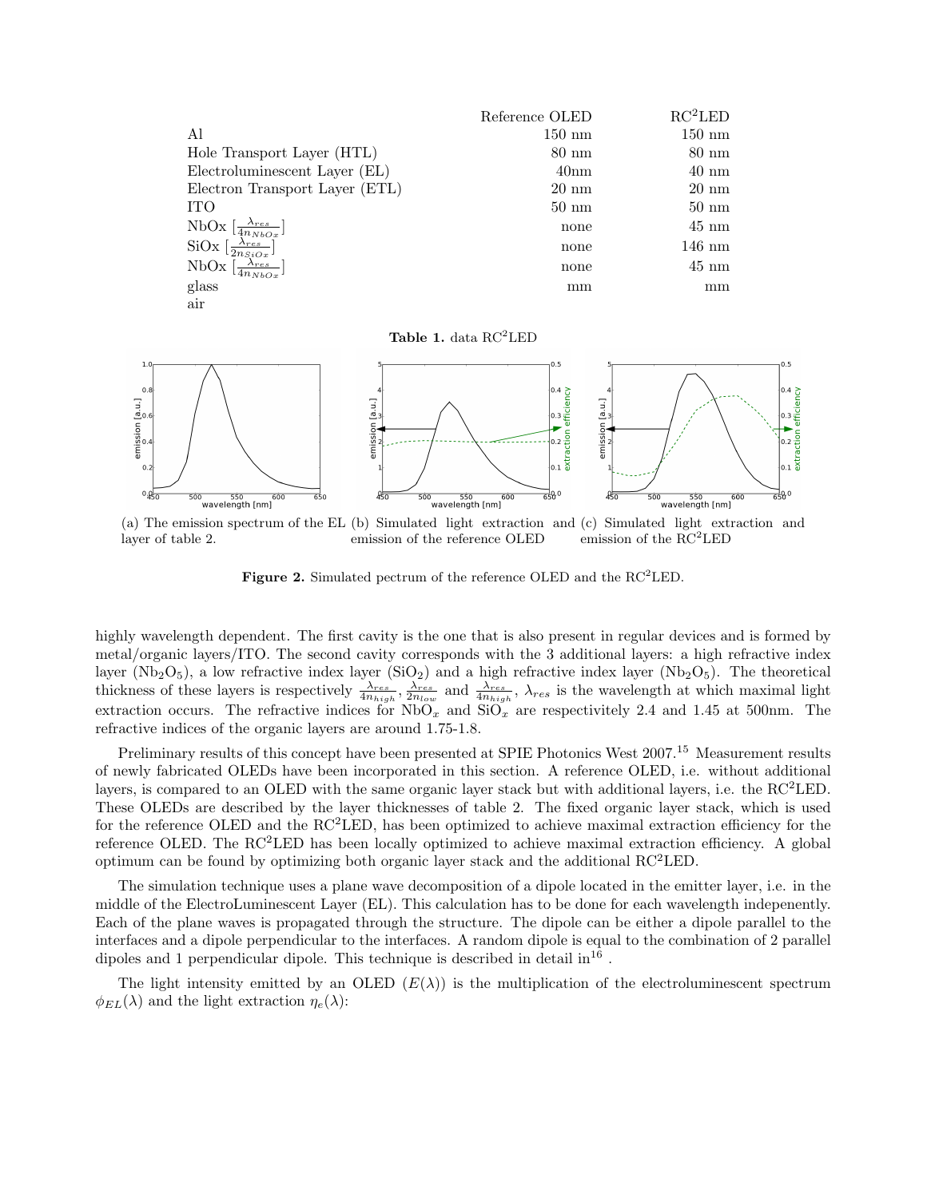| | Reference OLED | RC$^2$LED |
|---|---|---|
| Al | 150 nm | 150 nm |
| Hole Transport Layer (HTL) | 80 nm | 80 nm |
| Electroluminescent Layer (EL) | 40nm | 40 nm |
| Electron Transport Layer (ETL) | 20 nm | 20 nm |
| ITO | 50 nm | 50 nm |
| NbOx [$\frac{\lambda_{res}}{4n_{NbOx}}$] | none | 45 nm |
| SiOx [$\frac{\lambda_{res}}{2n_{SiOx}}$] | none | 146 nm |
| NbOx [$\frac{\lambda_{res}}{4n_{NbOx}}$] | none | 45 nm |
| glass | mm | mm |
| air | | |

**Table 1.** data RC$^2$LED

(a) The emission spectrum of the EL layer of table 2. (b) Simulated light extraction and emission of the reference OLED (c) Simulated light extraction and emission of the RC$^2$LED

**Figure 2.** Simulated pectrum of the reference OLED and the RC$^2$LED.

highly wavelength dependent. The first cavity is the one that is also present in regular devices and is formed by metal/organic layers/ITO. The second cavity corresponds with the 3 additional layers: a high refractive index layer ($Nb_2O_5$), a low refractive index layer ($SiO_2$) and a high refractive index layer ($Nb_2O_5$). The theoretical thickness of these layers is respectively $\frac{\lambda_{res}}{4n_{high}}$, $\frac{\lambda_{res}}{2n_{low}}$ and $\frac{\lambda_{res}}{4n_{high}}$, $\lambda_{res}$ is the wavelength at which maximal light extraction occurs. The refractive indices for $NbO_x$ and $SiO_x$ are respectivitely 2.4 and 1.45 at 500nm. The refractive indices of the organic layers are around 1.75-1.8.

Preliminary results of this concept have been presented at SPIE Photonics West 2007.[15] Measurement results of newly fabricated OLEDs have been incorporated in this section. A reference OLED, i.e. without additional layers, is compared to an OLED with the same organic layer stack but with additional layers, i.e. the RC$^2$LED. These OLEDs are described by the layer thicknesses of table 2. The fixed organic layer stack, which is used for the reference OLED and the RC$^2$LED, has been optimized to achieve maximal extraction efficiency for the reference OLED. The RC$^2$LED has been locally optimized to achieve maximal extraction efficiency. A global optimum can be found by optimizing both organic layer stack and the additional RC$^2$LED.

The simulation technique uses a plane wave decomposition of a dipole located in the emitter layer, i.e. in the middle of the ElectroLuminescent Layer (EL). This calculation has to be done for each wavelength indepenently. Each of the plane waves is propagated through the structure. The dipole can be either a dipole parallel to the interfaces and a dipole perpendicular to the interfaces. A random dipole is equal to the combination of 2 parallel dipoles and 1 perpendicular dipole. This technique is described in detail in[16] .

The light intensity emitted by an OLED ($E(\lambda)$) is the multiplication of the electroluminescent spectrum $\phi_{EL}(\lambda)$ and the light extraction $\eta_e(\lambda)$: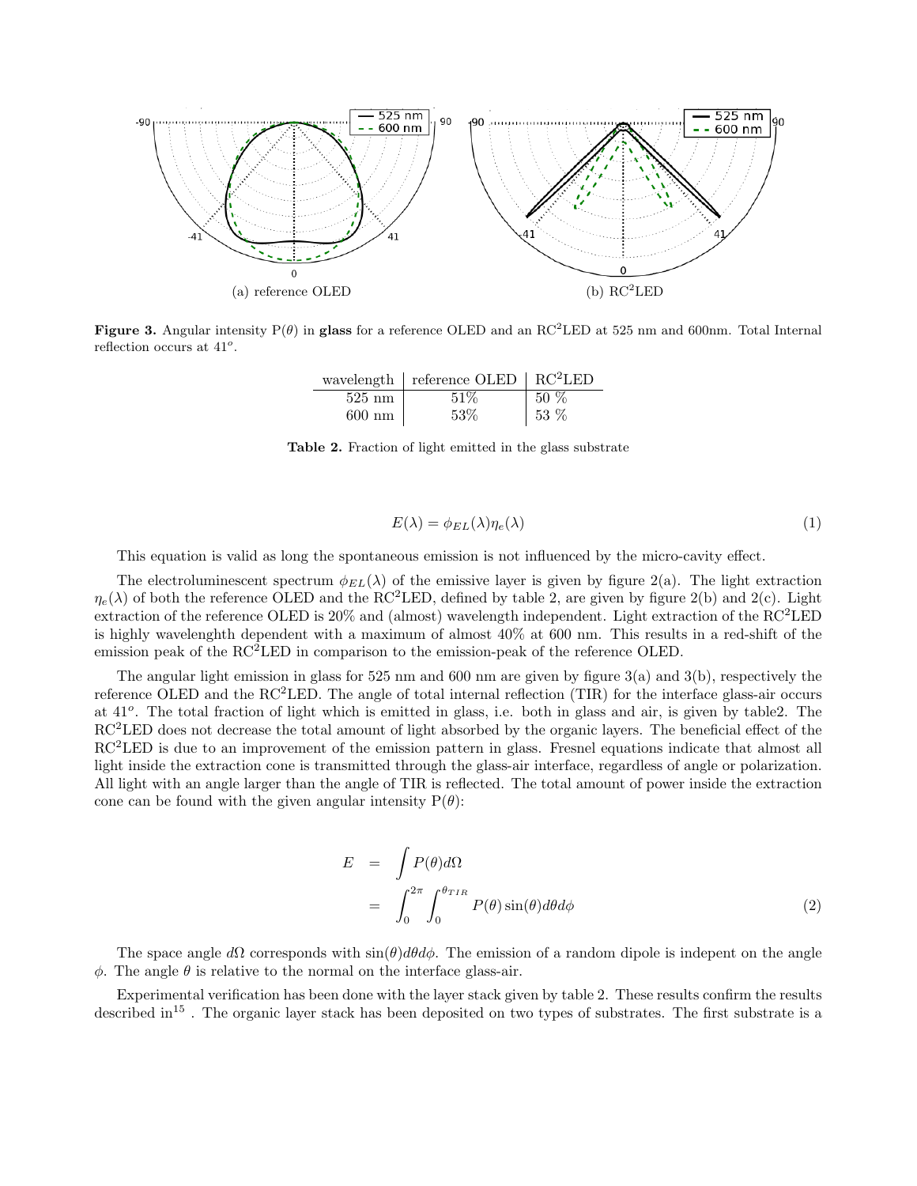(a) reference OLED

(b) RC²LED

**Figure 3.** Angular intensity P($\theta$) in **glass** for a reference OLED and an RC²LED at 525 nm and 600nm. Total Internal reflection occurs at 41$^o$.

| wavelength | reference OLED | RC²LED |
|---|---|---|
| 525 nm | 51% | 50 % |
| 600 nm | 53% | 53 % |

**Table 2.** Fraction of light emitted in the glass substrate

$$E(\lambda) = \phi_{EL}(\lambda)\eta_e(\lambda) \tag{1}$$

This equation is valid as long the spontaneous emission is not influenced by the micro-cavity effect.

The electroluminescent spectrum $\phi_{EL}(\lambda)$ of the emissive layer is given by figure 2(a). The light extraction $\eta_e(\lambda)$ of both the reference OLED and the RC²LED, defined by table 2, are given by figure 2(b) and 2(c). Light extraction of the reference OLED is 20% and (almost) wavelength independent. Light extraction of the RC²LED is highly wavelenghth dependent with a maximum of almost 40% at 600 nm. This results in a red-shift of the emission peak of the RC²LED in comparison to the emission-peak of the reference OLED.

The angular light emission in glass for 525 nm and 600 nm are given by figure 3(a) and 3(b), respectively the reference OLED and the RC²LED. The angle of total internal reflection (TIR) for the interface glass-air occurs at 41$^o$. The total fraction of light which is emitted in glass, i.e. both in glass and air, is given by table2. The RC²LED does not decrease the total amount of light absorbed by the organic layers. The beneficial effect of the RC²LED is due to an improvement of the emission pattern in glass. Fresnel equations indicate that almost all light inside the extraction cone is transmitted through the glass-air interface, regardless of angle or polarization. All light with an angle larger than the angle of TIR is reflected. The total amount of power inside the extraction cone can be found with the given angular intensity P($\theta$):

$$\begin{aligned} E &= \int P(\theta) d\Omega \\ &= \int_0^{2\pi} \int_0^{\theta_{TIR}} P(\theta) \sin(\theta) d\theta d\phi \end{aligned} \tag{2}$$

The space angle $d\Omega$ corresponds with $\sin(\theta)d\theta d\phi$. The emission of a random dipole is indepent on the angle $\phi$. The angle $\theta$ is relative to the normal on the interface glass-air.

Experimental verification has been done with the layer stack given by table 2. These results confirm the results described in[15] . The organic layer stack has been deposited on two types of substrates. The first substrate is a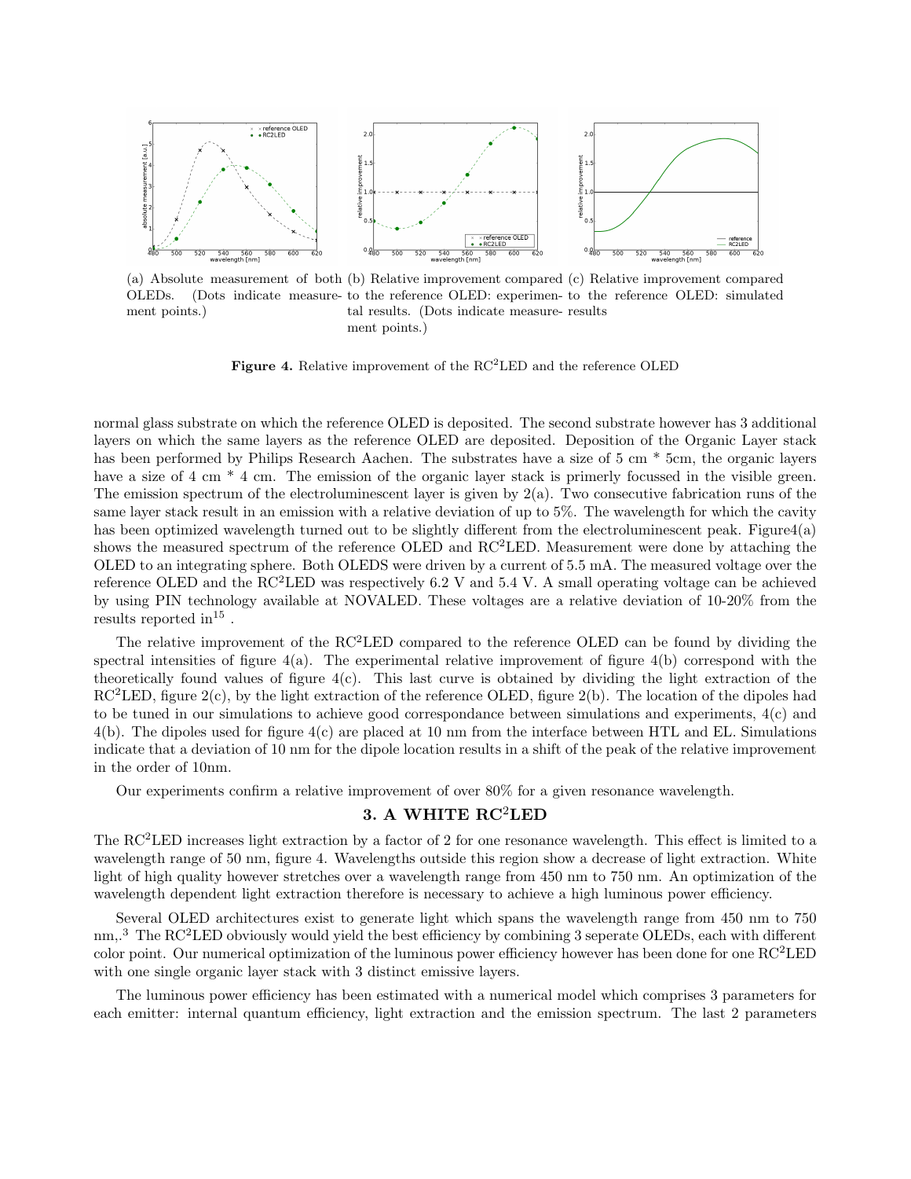(a) Absolute measurement of both OLEDs. (Dots indicate measurement points.)

(b) Relative improvement compared to the reference OLED: experimental results. (Dots indicate measurement points.)

(c) Relative improvement compared to the reference OLED: simulated results

**Figure 4.** Relative improvement of the RC$^2$LED and the reference OLED

normal glass substrate on which the reference OLED is deposited. The second substrate however has 3 additional layers on which the same layers as the reference OLED are deposited. Deposition of the Organic Layer stack has been performed by Philips Research Aachen. The substrates have a size of 5 cm * 5cm, the organic layers have a size of 4 cm * 4 cm. The emission of the organic layer stack is primerly focussed in the visible green. The emission spectrum of the electroluminescent layer is given by 2(a). Two consecutive fabrication runs of the same layer stack result in an emission with a relative deviation of up to 5%. The wavelength for which the cavity has been optimized wavelength turned out to be slightly different from the electroluminescent peak. Figure4(a) shows the measured spectrum of the reference OLED and RC$^2$LED. Measurement were done by attaching the OLED to an integrating sphere. Both OLEDS were driven by a current of 5.5 mA. The measured voltage over the reference OLED and the RC$^2$LED was respectively 6.2 V and 5.4 V. A small operating voltage can be achieved by using PIN technology available at NOVALED. These voltages are a relative deviation of 10-20% from the results reported in[15] .

The relative improvement of the RC$^2$LED compared to the reference OLED can be found by dividing the spectral intensities of figure 4(a). The experimental relative improvement of figure 4(b) correspond with the theoretically found values of figure 4(c). This last curve is obtained by dividing the light extraction of the RC$^2$LED, figure 2(c), by the light extraction of the reference OLED, figure 2(b). The location of the dipoles had to be tuned in our simulations to achieve good correspondance between simulations and experiments, 4(c) and 4(b). The dipoles used for figure 4(c) are placed at 10 nm from the interface between HTL and EL. Simulations indicate that a deviation of 10 nm for the dipole location results in a shift of the peak of the relative improvement in the order of 10nm.

Our experiments confirm a relative improvement of over 80% for a given resonance wavelength.

## 3. A WHITE RC$^2$LED

The RC$^2$LED increases light extraction by a factor of 2 for one resonance wavelength. This effect is limited to a wavelength range of 50 nm, figure 4. Wavelengths outside this region show a decrease of light extraction. White light of high quality however stretches over a wavelength range from 450 nm to 750 nm. An optimization of the wavelength dependent light extraction therefore is necessary to achieve a high luminous power efficiency.

Several OLED architectures exist to generate light which spans the wavelength range from 450 nm to 750 nm,.[3] The RC$^2$LED obviously would yield the best efficiency by combining 3 seperate OLEDs, each with different color point. Our numerical optimization of the luminous power efficiency however has been done for one RC$^2$LED with one single organic layer stack with 3 distinct emissive layers.

The luminous power efficiency has been estimated with a numerical model which comprises 3 parameters for each emitter: internal quantum efficiency, light extraction and the emission spectrum. The last 2 parameters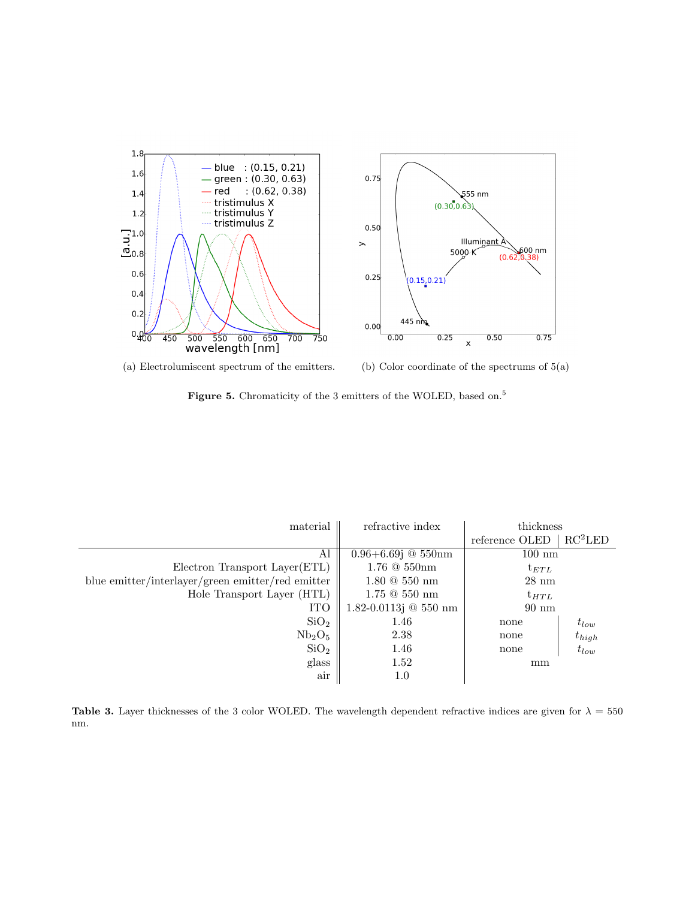(a) Electroluminescent spectrum of the emitters.

(b) Color coordinate of the spectrums of 5(a)

**Figure 5.** Chromaticity of the 3 emitters of the WOLED, based on.[5]

| material | refractive index | thickness | |
|---|---|---|---|
| | | reference OLED | RC$^2$LED |
| Al | 0.96+6.69j @ 550nm | 100 nm | |
| Electron Transport Layer(ETL) | 1.76 @ 550nm | $t_{ETL}$ | |
| blue emitter/interlayer/green emitter/red emitter | 1.80 @ 550 nm | 28 nm | |
| Hole Transport Layer (HTL) | 1.75 @ 550 nm | $t_{HTL}$ | |
| ITO | 1.82-0.0113j @ 550 nm | 90 nm | |
| $SiO_2$ | 1.46 | none | $t_{low}$ |
| $Nb_2O_5$ | 2.38 | none | $t_{high}$ |
| $SiO_2$ | 1.46 | none | $t_{low}$ |
| glass | 1.52 | mm | |
| air | 1.0 | | |

**Table 3.** Layer thicknesses of the 3 color WOLED. The wavelength dependent refractive indices are given for $\lambda = 550$ nm.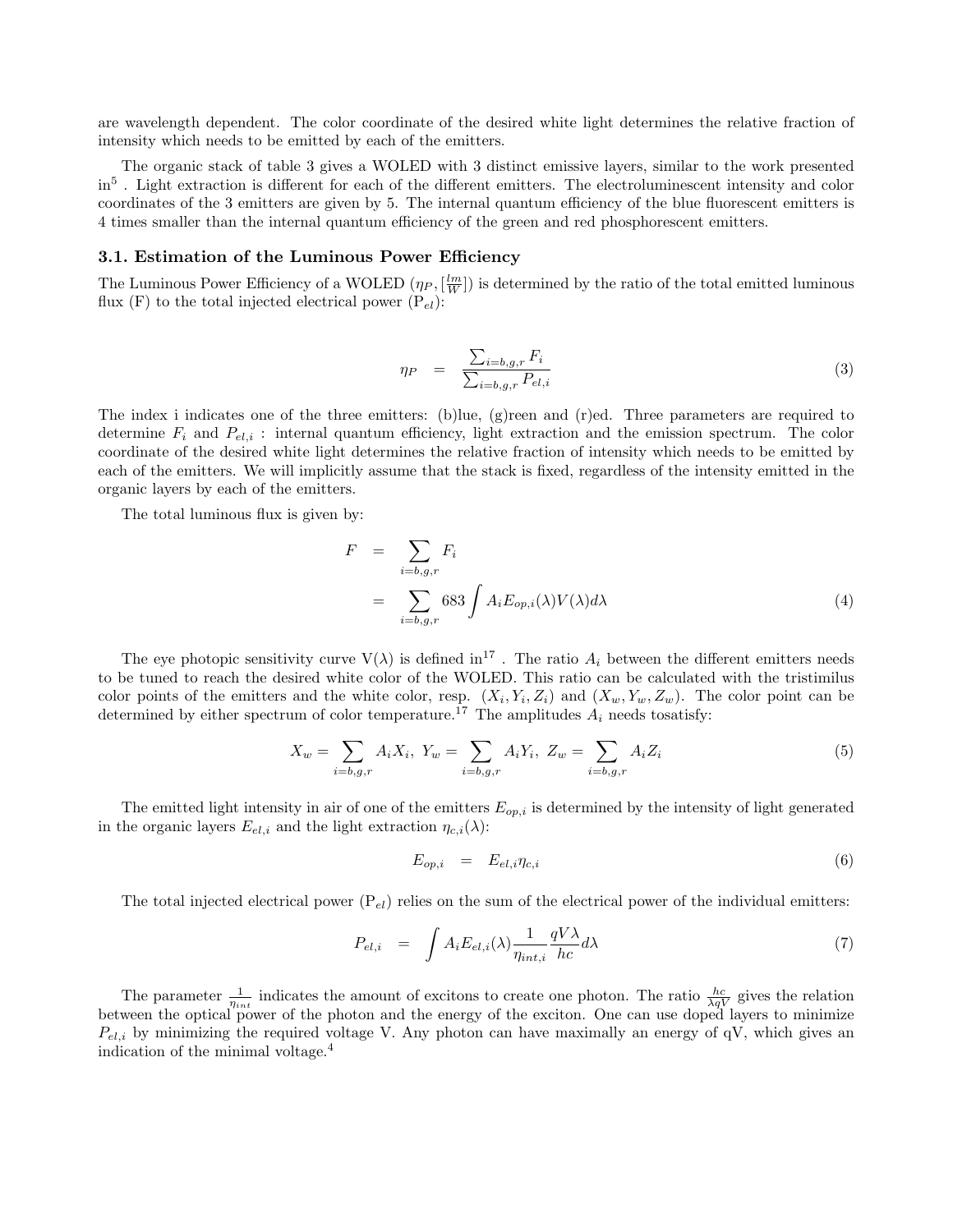are wavelength dependent. The color coordinate of the desired white light determines the relative fraction of intensity which needs to be emitted by each of the emitters.

The organic stack of table 3 gives a WOLED with 3 distinct emissive layers, similar to the work presented in[5] . Light extraction is different for each of the different emitters. The electroluminescent intensity and color coordinates of the 3 emitters are given by 5. The internal quantum efficiency of the blue fluorescent emitters is 4 times smaller than the internal quantum efficiency of the green and red phosphorescent emitters.

### 3.1. Estimation of the Luminous Power Efficiency

The Luminous Power Efficiency of a WOLED ($\eta_P, [\frac{lm}{W}]$) is determined by the ratio of the total emitted luminous flux (F) to the total injected electrical power ($P_{el}$):

$$\eta_P \quad = \quad \frac{\sum_{i=b,g,r} F_i}{\sum_{i=b,g,r} P_{el,i}} \tag{3}$$

The index i indicates one of the three emitters: (b)lue, (g)reen and (r)ed. Three parameters are required to determine $F_i$ and $P_{el,i}$ : internal quantum efficiency, light extraction and the emission spectrum. The color coordinate of the desired white light determines the relative fraction of intensity which needs to be emitted by each of the emitters. We will implicitly assume that the stack is fixed, regardless of the intensity emitted in the organic layers by each of the emitters.

The total luminous flux is given by:

$$\begin{aligned} F &= \sum_{i=b,g,r} F_i \\ &= \sum_{i=b,g,r} 683 \int A_i E_{op,i}(\lambda) V(\lambda) d\lambda \end{aligned} \tag{4}$$

The eye photopic sensitivity curve V($\lambda$) is defined in[17] . The ratio $A_i$ between the different emitters needs to be tuned to reach the desired white color of the WOLED. This ratio can be calculated with the tristimilus color points of the emitters and the white color, resp. $(X_i, Y_i, Z_i)$ and $(X_w, Y_w, Z_w)$. The color point can be determined by either spectrum of color temperature.[17] The amplitudes $A_i$ needs tosatisfy:

$$X_w = \sum_{i=b,g,r} A_i X_i, \; Y_w = \sum_{i=b,g,r} A_i Y_i, \; Z_w = \sum_{i=b,g,r} A_i Z_i \tag{5}$$

The emitted light intensity in air of one of the emitters $E_{op,i}$ is determined by the intensity of light generated in the organic layers $E_{el,i}$ and the light extraction $\eta_{c,i}(\lambda)$:

$$E_{op,i} \quad = \quad E_{el,i} \eta_{c,i} \tag{6}$$

The total injected electrical power ($P_{el}$) relies on the sum of the electrical power of the individual emitters:

$$P_{el,i} \quad = \quad \int A_i E_{el,i}(\lambda) \frac{1}{\eta_{int,i}} \frac{qV\lambda}{hc} d\lambda \tag{7}$$

The parameter $\frac{1}{\eta_{int}}$ indicates the amount of excitons to create one photon. The ratio $\frac{hc}{\lambda qV}$ gives the relation between the optical power of the photon and the energy of the exciton. One can use doped layers to minimize $P_{el,i}$ by minimizing the required voltage V. Any photon can have maximally an energy of qV, which gives an indication of the minimal voltage.[4]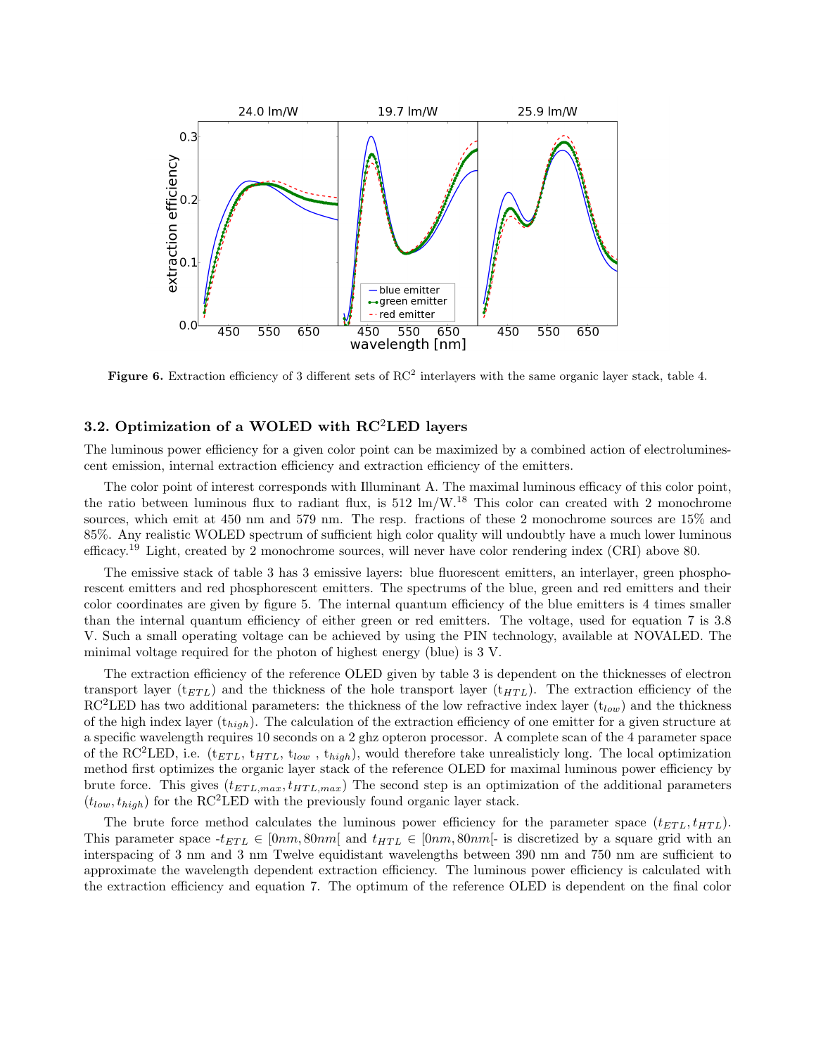**Figure 6.** Extraction efficiency of 3 different sets of $RC^2$ interlayers with the same organic layer stack, table 4.

### 3.2. Optimization of a WOLED with $RC^2$LED layers

The luminous power efficiency for a given color point can be maximized by a combined action of electroluminescent emission, internal extraction efficiency and extraction efficiency of the emitters.

The color point of interest corresponds with Illuminant A. The maximal luminous efficacy of this color point, the ratio between luminous flux to radiant flux, is 512 lm/W.[18] This color can created with 2 monochrome sources, which emit at 450 nm and 579 nm. The resp. fractions of these 2 monochrome sources are 15% and 85%. Any realistic WOLED spectrum of sufficient high color quality will undoubtly have a much lower luminous efficacy.[19] Light, created by 2 monochrome sources, will never have color rendering index (CRI) above 80.

The emissive stack of table 3 has 3 emissive layers: blue fluorescent emitters, an interlayer, green phosphorescent emitters and red phosphorescent emitters. The spectrums of the blue, green and red emitters and their color coordinates are given by figure 5. The internal quantum efficiency of the blue emitters is 4 times smaller than the internal quantum efficiency of either green or red emitters. The voltage, used for equation 7 is 3.8 V. Such a small operating voltage can be achieved by using the PIN technology, available at NOVALED. The minimal voltage required for the photon of highest energy (blue) is 3 V.

The extraction efficiency of the reference OLED given by table 3 is dependent on the thicknesses of electron transport layer ($t_{ETL}$) and the thickness of the hole transport layer ($t_{HTL}$). The extraction efficiency of the $RC^2$LED has two additional parameters: the thickness of the low refractive index layer ($t_{low}$) and the thickness of the high index layer ($t_{high}$). The calculation of the extraction efficiency of one emitter for a given structure at a specific wavelength requires 10 seconds on a 2 ghz opteron processor. A complete scan of the 4 parameter space of the $RC^2$LED, i.e. ($t_{ETL}$, $t_{HTL}$, $t_{low}$ , $t_{high}$), would therefore take unrealisticly long. The local optimization method first optimizes the organic layer stack of the reference OLED for maximal luminous power efficiency by brute force. This gives $(t_{ETL,max}, t_{HTL,max})$ The second step is an optimization of the additional parameters $(t_{low}, t_{high})$ for the $RC^2$LED with the previously found organic layer stack.

The brute force method calculates the luminous power efficiency for the parameter space $(t_{ETL}, t_{HTL})$. This parameter space -$t_{ETL} \in [0nm, 80nm[$ and $t_{HTL} \in [0nm, 80nm[$- is discretized by a square grid with an interspacing of 3 nm and 3 nm Twelve equidistant wavelengths between 390 nm and 750 nm are sufficient to approximate the wavelength dependent extraction efficiency. The luminous power efficiency is calculated with the extraction efficiency and equation 7. The optimum of the reference OLED is dependent on the final color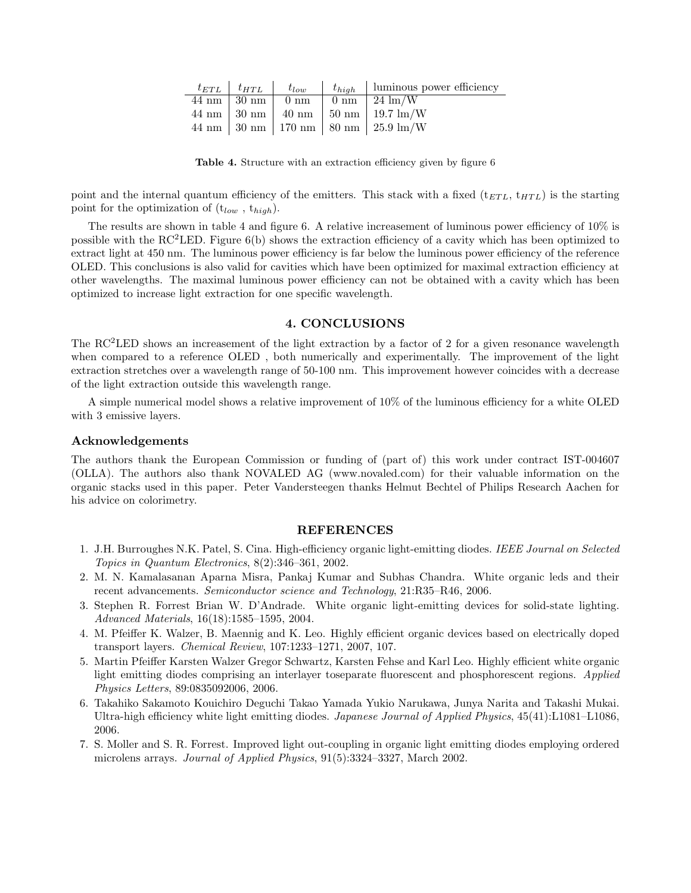| $t_{ETL}$ | $t_{HTL}$ | $t_{low}$ | $t_{high}$ | luminous power efficiency |
|---|---|---|---|---|
| 44 nm | 30 nm | 0 nm | 0 nm | 24 lm/W |
| 44 nm | 30 nm | 40 nm | 50 nm | 19.7 lm/W |
| 44 nm | 30 nm | 170 nm | 80 nm | 25.9 lm/W |

**Table 4.** Structure with an extraction efficiency given by figure 6

point and the internal quantum efficiency of the emitters. This stack with a fixed ($t_{ETL}$, $t_{HTL}$) is the starting point for the optimization of ($t_{low}$ , $t_{high}$).

The results are shown in table 4 and figure 6. A relative increasement of luminous power efficiency of 10% is possible with the RC$^2$LED. Figure 6(b) shows the extraction efficiency of a cavity which has been optimized to extract light at 450 nm. The luminous power efficiency is far below the luminous power efficiency of the reference OLED. This conclusions is also valid for cavities which have been optimized for maximal extraction efficiency at other wavelengths. The maximal luminous power efficiency can not be obtained with a cavity which has been optimized to increase light extraction for one specific wavelength.

## 4. CONCLUSIONS

The RC$^2$LED shows an increasement of the light extraction by a factor of 2 for a given resonance wavelength when compared to a reference OLED , both numerically and experimentally. The improvement of the light extraction stretches over a wavelength range of 50-100 nm. This improvement however coincides with a decrease of the light extraction outside this wavelength range.

A simple numerical model shows a relative improvement of 10% of the luminous efficiency for a white OLED with 3 emissive layers.

### Acknowledgements

The authors thank the European Commission or funding of (part of) this work under contract IST-004607 (OLLA). The authors also thank NOVALED AG (www.novaled.com) for their valuable information on the organic stacks used in this paper. Peter Vandersteegen thanks Helmut Bechtel of Philips Research Aachen for his advice on colorimetry.

## REFERENCES

1. J.H. Burroughes N.K. Patel, S. Cina. High-efficiency organic light-emitting diodes. *IEEE Journal on Selected Topics in Quantum Electronics*, 8(2):346–361, 2002.
2. M. N. Kamalasanan Aparna Misra, Pankaj Kumar and Subhas Chandra. White organic leds and their recent advancements. *Semiconductor science and Technology*, 21:R35–R46, 2006.
3. Stephen R. Forrest Brian W. D'Andrade. White organic light-emitting devices for solid-state lighting. *Advanced Materials*, 16(18):1585–1595, 2004.
4. M. Pfeiffer K. Walzer, B. Maennig and K. Leo. Highly efficient organic devices based on electrically doped transport layers. *Chemical Review*, 107:1233–1271, 2007, 107.
5. Martin Pfeiffer Karsten Walzer Gregor Schwartz, Karsten Fehse and Karl Leo. Highly efficient white organic light emitting diodes comprising an interlayer toseparate fluorescent and phosphorescent regions. *Applied Physics Letters*, 89:0835092006, 2006.
6. Takahiko Sakamoto Kouichiro Deguchi Takao Yamada Yukio Narukawa, Junya Narita and Takashi Mukai. Ultra-high efficiency white light emitting diodes. *Japanese Journal of Applied Physics*, 45(41):L1081–L1086, 2006.
7. S. Moller and S. R. Forrest. Improved light out-coupling in organic light emitting diodes employing ordered microlens arrays. *Journal of Applied Physics*, 91(5):3324–3327, March 2002.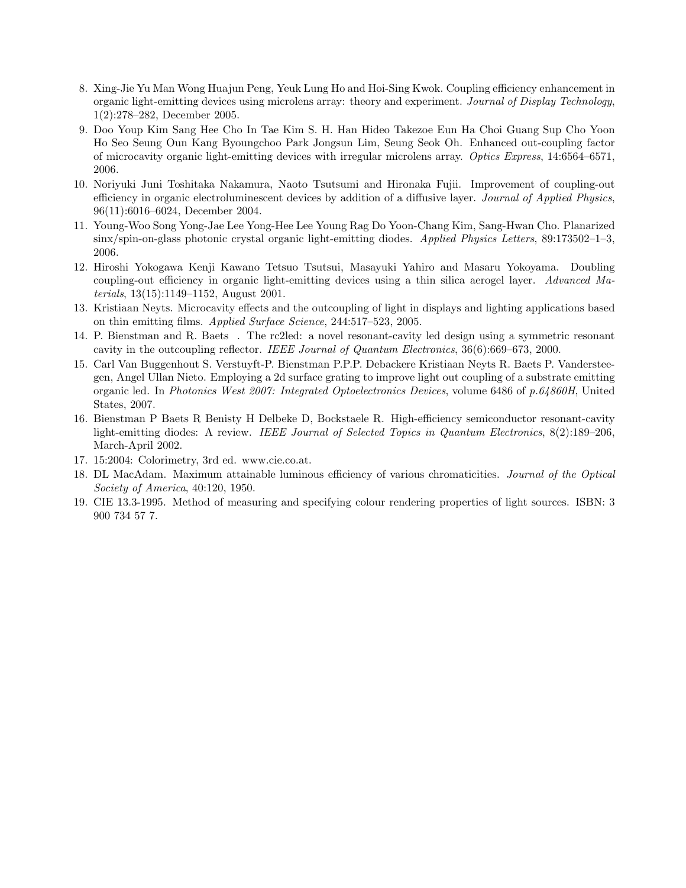8. Xing-Jie Yu Man Wong Huajun Peng, Yeuk Lung Ho and Hoi-Sing Kwok. Coupling efficiency enhancement in organic light-emitting devices using microlens array: theory and experiment. *Journal of Display Technology*, 1(2):278–282, December 2005.
9. Doo Youp Kim Sang Hee Cho In Tae Kim S. H. Han Hideo Takezoe Eun Ha Choi Guang Sup Cho Yoon Ho Seo Seung Oun Kang Byoungchoo Park Jongsun Lim, Seung Seok Oh. Enhanced out-coupling factor of microcavity organic light-emitting devices with irregular microlens array. *Optics Express*, 14:6564–6571, 2006.
10. Noriyuki Juni Toshitaka Nakamura, Naoto Tsutsumi and Hironaka Fujii. Improvement of coupling-out efficiency in organic electroluminescent devices by addition of a diffusive layer. *Journal of Applied Physics*, 96(11):6016–6024, December 2004.
11. Young-Woo Song Yong-Jae Lee Yong-Hee Lee Young Rag Do Yoon-Chang Kim, Sang-Hwan Cho. Planarized sinx/spin-on-glass photonic crystal organic light-emitting diodes. *Applied Physics Letters*, 89:173502–1–3, 2006.
12. Hiroshi Yokogawa Kenji Kawano Tetsuo Tsutsui, Masayuki Yahiro and Masaru Yokoyama. Doubling coupling-out efficiency in organic light-emitting devices using a thin silica aerogel layer. *Advanced Materials*, 13(15):1149–1152, August 2001.
13. Kristiaan Neyts. Microcavity effects and the outcoupling of light in displays and lighting applications based on thin emitting films. *Applied Surface Science*, 244:517–523, 2005.
14. P. Bienstman and R. Baets . The rc2led: a novel resonant-cavity led design using a symmetric resonant cavity in the outcoupling reflector. *IEEE Journal of Quantum Electronics*, 36(6):669–673, 2000.
15. Carl Van Buggenhout S. Verstuyft-P. Bienstman P.P.P. Debackere Kristiaan Neyts R. Baets P. Vandersteegen, Angel Ullan Nieto. Employing a 2d surface grating to improve light out coupling of a substrate emitting organic led. In *Photonics West 2007: Integrated Optoelectronics Devices*, volume 6486 of *p.64860H*, United States, 2007.
16. Bienstman P Baets R Benisty H Delbeke D, Bockstaele R. High-efficiency semiconductor resonant-cavity light-emitting diodes: A review. *IEEE Journal of Selected Topics in Quantum Electronics*, 8(2):189–206, March-April 2002.
17. 15:2004: Colorimetry, 3rd ed. www.cie.co.at.
18. DL MacAdam. Maximum attainable luminous efficiency of various chromaticities. *Journal of the Optical Society of America*, 40:120, 1950.
19. CIE 13.3-1995. Method of measuring and specifying colour rendering properties of light sources. ISBN: 3 900 734 57 7.